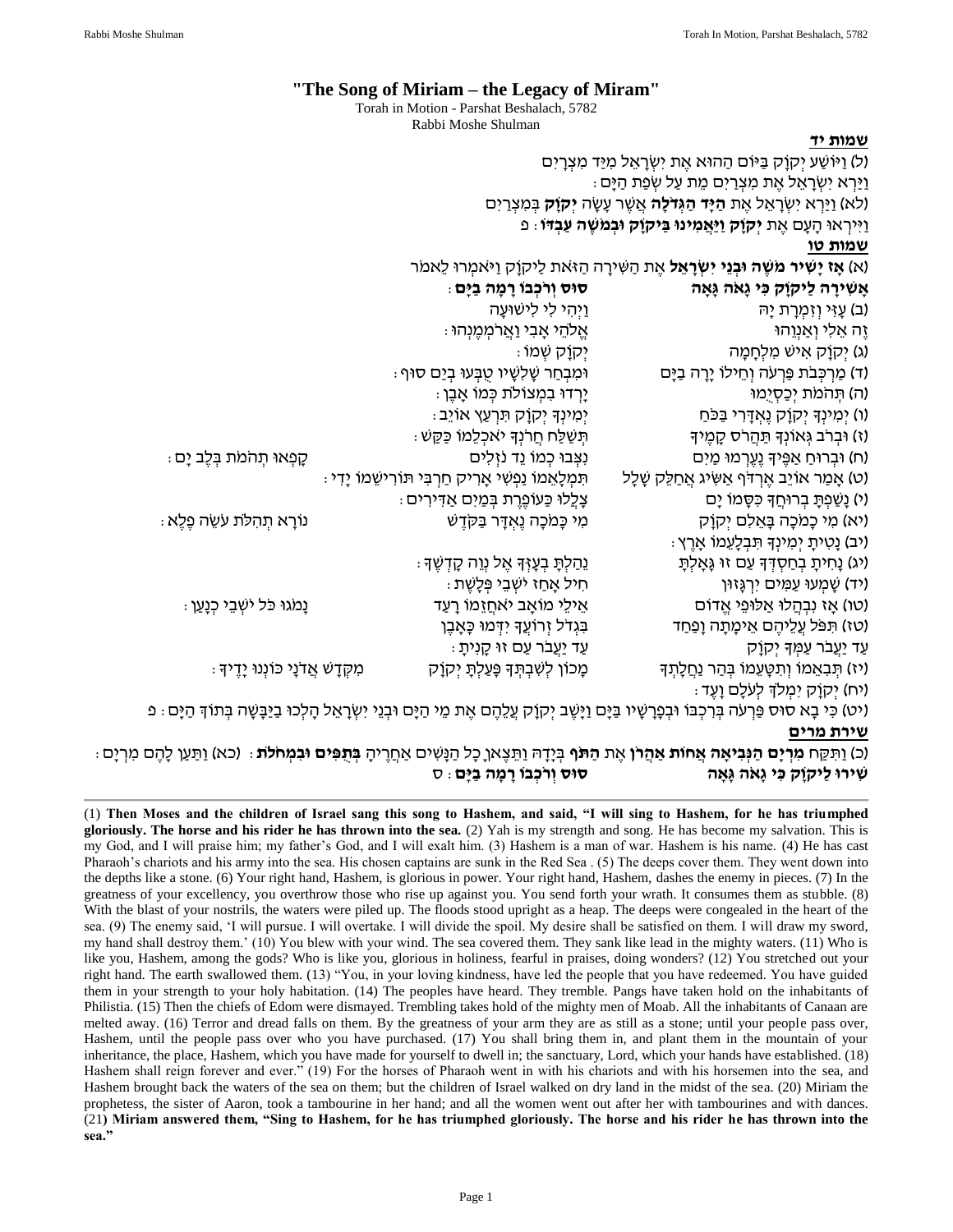# "The Song of Miriam – the Legacy of Miram"

Torah in Motion - Parshat Beshalach, 5782

Rabbi Moshe Shulman

**שמות יד**

(ל) וַיּוֹשַׁע יְקֹוָק בַּיּוֹם הַהוּא אֶת יִשְׂרָאֵל מִיַּד מִצְרָיִם
וַיַּרְא יִשְׂרָאֵל אֶת מִצְרַיִם מֵת עַל שְׂפַת הַיָּם:
(לא) וַיַּרְא יִשְׂרָאֵל אֶת **הַיָּד הַגְּדֹלָה** אֲשֶׁר עָשָׂה **יְקֹוָק** בְּמִצְרַיִם
וַיִּירְאוּ הָעָם אֶת **יְקֹוָק וַיַּאֲמִינוּ בַּיקֹוָק וּבְמֹשֶׁה עַבְדּוֹ**: פ

**שמות טו**

(א) **אָז יָשִׁיר מֹשֶׁה וּבְנֵי יִשְׂרָאֵל** אֶת הַשִּׁירָה הַזֹּאת לַיקֹוָק וַיֹּאמְרוּ לֵאמֹר
**אָשִׁירָה לַּיקֹוָק כִּי גָאֹה גָּאָה** **סוּס וְרֹכְבוֹ רָמָה בַיָּם**:
(ב) עָזִּי וְזִמְרָת יָהּ וַיְהִי לִי לִישׁוּעָה
זֶה אֵלִי וְאַנְוֵהוּ אֱלֹהֵי אָבִי וַאֲרֹמְמֶנְהוּ:
(ג) יְקֹוָק אִישׁ מִלְחָמָה יְקֹוָק שְׁמוֹ:
(ד) מַרְכְּבֹת פַּרְעֹה וְחֵילוֹ יָרָה בַיָּם וּמִבְחַר שָׁלִשָׁיו טֻבְּעוּ בְיַם סוּף:
(ה) תְּהֹמֹת יְכַסְיֻמוּ יָרְדוּ בִמְצוֹלֹת כְּמוֹ אָבֶן:
(ו) יְמִינְךָ יְקֹוָק נֶאְדָּרִי בַּכֹּחַ יְמִינְךָ יְקֹוָק תִּרְעַץ אוֹיֵב:
(ז) וּבְרֹב גְּאוֹנְךָ תַּהֲרֹס קָמֶיךָ תְּשַׁלַּח חֲרֹנְךָ יֹאכְלֵמוֹ כַּקַּשׁ:
(ח) וּבְרוּחַ אַפֶּיךָ נֶעֶרְמוּ מַיִם נִצְּבוּ כְמוֹ נֵד נֹזְלִים קָפְאוּ תְהֹמֹת בְּלֶב יָם:
(ט) אָמַר אוֹיֵב אֶרְדֹּף אַשִּׂיג אֲחַלֵּק שָׁלָל תִּמְלָאֵמוֹ נַפְשִׁי אָרִיק חַרְבִּי תּוֹרִישֵׁמוֹ יָדִי:
(י) נָשַׁפְתָּ בְרוּחֲךָ כִּסָּמוֹ יָם צָלֲלוּ כַּעוֹפֶרֶת בְּמַיִם אַדִּירִים:
(יא) מִי כָמֹכָה בָּאֵלִם יְקֹוָק מִי כָּמֹכָה נֶאְדָּר בַּקֹּדֶשׁ נוֹרָא תְהִלֹּת עֹשֵׂה פֶלֶא:
(יב) נָטִיתָ יְמִינְךָ תִּבְלָעֵמוֹ אָרֶץ:
(יג) נָחִיתָ בְחַסְדְּךָ עַם זוּ גָּאָלְתָּ נֵהַלְתָּ בְעָזְּךָ אֶל נְוֵה קָדְשֶׁךָ:
(יד) שָׁמְעוּ עַמִּים יִרְגָּזוּן חִיל אָחַז יֹשְׁבֵי פְּלָשֶׁת:
(טו) אָז נִבְהֲלוּ אַלּוּפֵי אֱדוֹם אֵילֵי מוֹאָב יֹאחֲזֵמוֹ רָעַד נָמֹגוּ כֹּל יֹשְׁבֵי כְנָעַן:
(טז) תִּפֹּל עֲלֵיהֶם אֵימָתָה וָפַחַד בִּגְדֹל זְרוֹעֲךָ יִדְּמוּ כָּאָבֶן
עַד יַעֲבֹר עַמְּךָ יְקֹוָק עַד יַעֲבֹר עַם זוּ קָנִיתָ:
(יז) תְּבִאֵמוֹ וְתִטָּעֵמוֹ בְּהַר נַחֲלָתְךָ מָכוֹן לְשִׁבְתְּךָ פָּעַלְתָּ יְקֹוָק מִקְּדָשׁ אֲדֹנָי כּוֹנְנוּ יָדֶיךָ:
(יח) יְקֹוָק יִמְלֹךְ לְעֹלָם וָעֶד:
(יט) כִּי בָא סוּס פַּרְעֹה בְּרִכְבּוֹ וּבְפָרָשָׁיו בַּיָּם וַיָּשֶׁב יְקֹוָק עֲלֵהֶם אֶת מֵי הַיָּם וּבְנֵי יִשְׂרָאֵל הָלְכוּ בַיַּבָּשָׁה בְּתוֹךְ הַיָּם: פ

**שירת מרים**

(כ) וַתִּקַּח **מִרְיָם הַנְּבִיאָה אֲחוֹת אַהֲרֹן** אֶת **הַתֹּף** בְּיָדָהּ וַתֵּצֶאןָ כָל הַנָּשִׁים אַחֲרֶיהָ **בְּתֻפִּים וּבִמְחֹלֹת**: (כא) וַתַּעַן לָהֶם מִרְיָם:
**שִׁירוּ לַיקֹוָק כִּי גָאֹה גָּאָה** **סוּס וְרֹכְבוֹ רָמָה בַיָּם**: ס

---

(1) **Then Moses and the children of Israel sang this song to Hashem, and said, "I will sing to Hashem, for he has triumphed gloriously. The horse and his rider he has thrown into the sea.** (2) Yah is my strength and song. He has become my salvation. This is my God, and I will praise him; my father's God, and I will exalt him. (3) Hashem is a man of war. Hashem is his name. (4) He has cast Pharaoh's chariots and his army into the sea. His chosen captains are sunk in the Red Sea . (5) The deeps cover them. They went down into the depths like a stone. (6) Your right hand, Hashem, is glorious in power. Your right hand, Hashem, dashes the enemy in pieces. (7) In the greatness of your excellency, you overthrow those who rise up against you. You send forth your wrath. It consumes them as stubble. (8) With the blast of your nostrils, the waters were piled up. The floods stood upright as a heap. The deeps were congealed in the heart of the sea. (9) The enemy said, 'I will pursue. I will overtake. I will divide the spoil. My desire shall be satisfied on them. I will draw my sword, my hand shall destroy them.' (10) You blew with your wind. The sea covered them. They sank like lead in the mighty waters. (11) Who is like you, Hashem, among the gods? Who is like you, glorious in holiness, fearful in praises, doing wonders? (12) You stretched out your right hand. The earth swallowed them. (13) "You, in your loving kindness, have led the people that you have redeemed. You have guided them in your strength to your holy habitation. (14) The peoples have heard. They tremble. Pangs have taken hold on the inhabitants of Philistia. (15) Then the chiefs of Edom were dismayed. Trembling takes hold of the mighty men of Moab. All the inhabitants of Canaan are melted away. (16) Terror and dread falls on them. By the greatness of your arm they are as still as a stone; until your people pass over, Hashem, until the people pass over who you have purchased. (17) You shall bring them in, and plant them in the mountain of your inheritance, the place, Hashem, which you have made for yourself to dwell in; the sanctuary, Lord, which your hands have established. (18) Hashem shall reign forever and ever." (19) For the horses of Pharaoh went in with his chariots and with his horsemen into the sea, and Hashem brought back the waters of the sea on them; but the children of Israel walked on dry land in the midst of the sea. (20) Miriam the prophetess, the sister of Aaron, took a tambourine in her hand; and all the women went out after her with tambourines and with dances. (21) **Miriam answered them, "Sing to Hashem, for he has triumphed gloriously. The horse and his rider he has thrown into the sea."**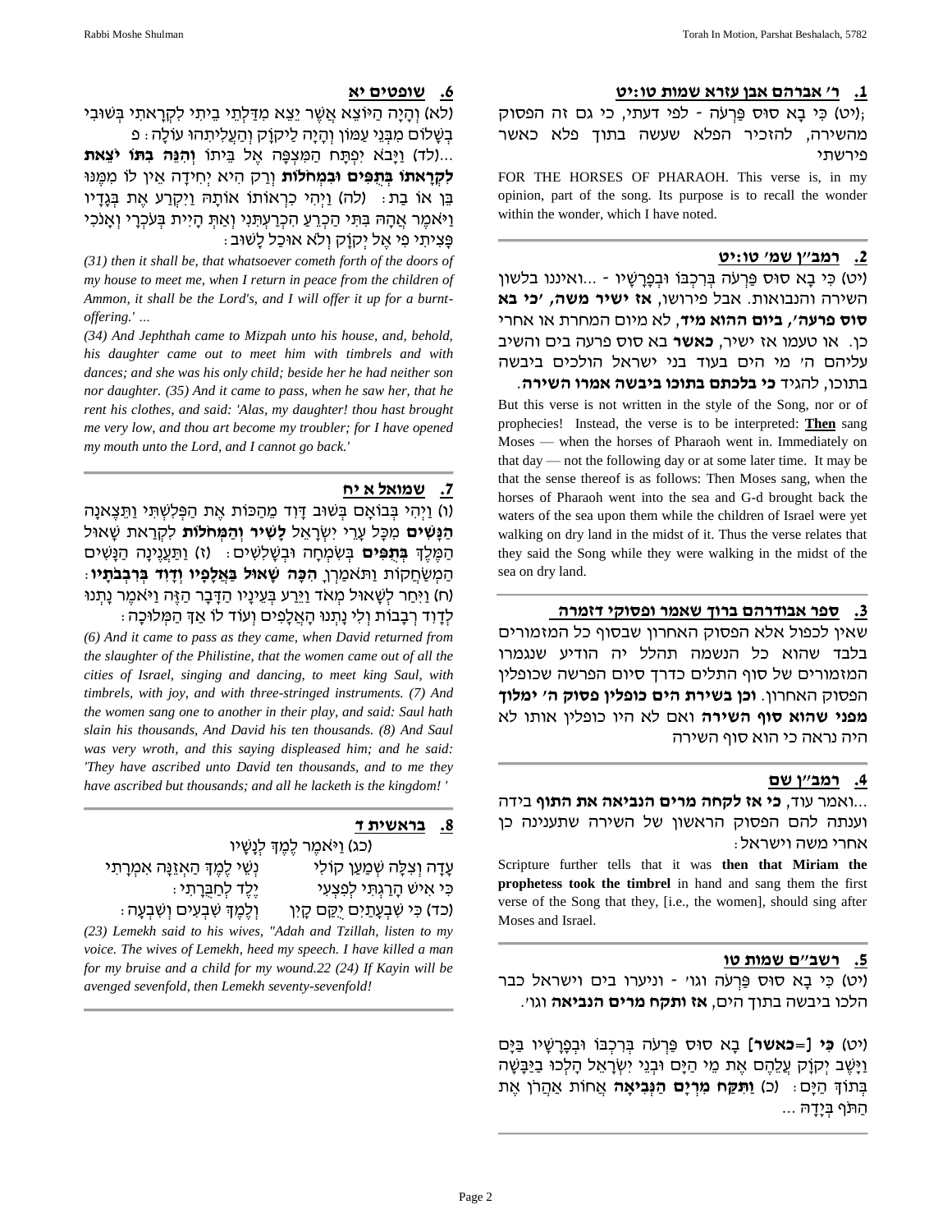## 1. ר' אברהם אבן עזרא שמות טו:יט

(יט) כִּי בָא סוּס פַּרְעֹה - לפי דעתי, כי גם זה הפסוק מהשירה, להזכיר הפלא שעשה בתוך פלא כאשר פירשתי;

FOR THE HORSES OF PHARAOH. This verse is, in my opinion, part of the song. Its purpose is to recall the wonder within the wonder, which I have noted.

## 2. רמב"ן שמ' טו:יט

(יט) כִּי בָא סוּס פַּרְעֹה בְּרִכְבּוֹ וּבְפָרָשָׁיו - ...ואיננו בלשון השירה והנבואות. אבל פירושו, **אז ישיר משה, 'כי בא סוס פרעה', ביום ההוא מיד**, לא מיום המחרת או אחרי כן. או טעמו אז ישיר, **כאשר** בא סוס פרעה בים והשיב עליהם ה' מי הים בעוד בני ישראל הולכים ביבשה בתוכו, להגיד **כי בלכתם בתוכו ביבשה אמרו השירה**.

But this verse is not written in the style of the Song, nor or of prophecies! Instead, the verse is to be interpreted: **Then** sang Moses — when the horses of Pharaoh went in. Immediately on that day — not the following day or at some later time. It may be that the sense thereof is as follows: Then Moses sang, when the horses of Pharaoh went into the sea and G-d brought back the waters of the sea upon them while the children of Israel were yet walking on dry land in the midst of it. Thus the verse relates that they said the Song while they were walking in the midst of the sea on dry land.

## 3. ספר אבודרהם ברוך שאמר ופסוקי דזמרה

שאין לכפול אלא הפסוק האחרון שבסוף כל המזמורים בלבד שהוא כל הנשמה תהלל יה הודיע שנגמרו המזמורים של סוף התלים כדרך סיום הפרשה שכופלין הפסוק האחרון. **וכן בשירת הים כופלין פסוק ה' ימלוך מפני שהוא סוף השירה** ואם לא היו כופלין אותו לא היה נראה כי הוא סוף השירה

## 4. רמב"ן שם

...ואמר עוד, **כי אז לקחה מרים הנביאה את התוף** בידה וענתה להם הפסוק הראשון של השירה שתעניננה כן אחרי משה וישראל:

Scripture further tells that it was **then that Miriam the prophetess took the timbrel** in hand and sang them the first verse of the Song that they, [i.e., the women], should sing after Moses and Israel.

## 5. רשב"ם שמות טו

(יט) כִּי בָא סוּס פַּרְעֹה וגו' - וניערו בים וישראל כבר הלכו ביבשה בתוך הים, **אז ותקח מרים הנביאה** וגו'.

(יט) **כִּי [=כאשר]** בָא סוּס פַּרְעֹה בְּרִכְבּוֹ וּבְפָרָשָׁיו בַּיָּם וַיָּשֶׁב יְקֹוָק עֲלֵהֶם אֶת מֵי הַיָּם וּבְנֵי יִשְׂרָאֵל הָלְכוּ בַיַּבָּשָׁה בְּתוֹךְ הַיָּם: (כ) **וַתִּקַּח מִרְיָם הַנְּבִיאָה** אֲחוֹת אַהֲרֹן אֶת הַתֹּף בְּיָדָהּ ...

## 6. שופטים יא

(לא) וְהָיָה הַיּוֹצֵא אֲשֶׁר יֵצֵא מִדַּלְתֵי בֵיתִי לִקְרָאתִי בְּשׁוּבִי בְשָׁלוֹם מִבְּנֵי עַמּוֹן וְהָיָה לַיקֹוָק וְהַעֲלִיתִהוּ עוֹלָה: פ

...(לד) וַיָּבֹא יִפְתָּח הַמִּצְפָּה אֶל בֵּיתוֹ **וְהִנֵּה בִתּוֹ יֹצֵאת לִקְרָאתוֹ בְּתֻפִּים וּבִמְחֹלוֹת** וְרַק הִיא יְחִידָה אֵין לוֹ מִמֶּנּוּ בֵּן אוֹ בַת: (לה) וַיְהִי כִרְאוֹתוֹ אוֹתָהּ וַיִּקְרַע אֶת בְּגָדָיו וַיֹּאמֶר אֲהָהּ בִּתִּי הַכְרֵעַ הִכְרַעְתִּנִי וְאַתְּ הָיִית בְּעֹכְרָי וְאָנֹכִי פָּצִיתִי פִי אֶל יְקֹוָק וְלֹא אוּכַל לָשׁוּב:

*(31) then it shall be, that whatsoever cometh forth of the doors of my house to meet me, when I return in peace from the children of Ammon, it shall be the Lord's, and I will offer it up for a burnt-offering.' ...*

*(34) And Jephthah came to Mizpah unto his house, and, behold, his daughter came out to meet him with timbrels and with dances; and she was his only child; beside her he had neither son nor daughter. (35) And it came to pass, when he saw her, that he rent his clothes, and said: 'Alas, my daughter! thou hast brought me very low, and thou art become my troubler; for I have opened my mouth unto the Lord, and I cannot go back.'*

## 7. שמואל א יח

(ו) וַיְהִי בְּבוֹאָם בְּשׁוּב דָּוִד מֵהַכּוֹת אֶת הַפְּלִשְׁתִּי וַתֵּצֶאנָה **הַנָּשִׁים** מִכָּל עָרֵי יִשְׂרָאֵל **לָשִׁיר וְהַמְּחֹלוֹת** לִקְרַאת שָׁאוּל הַמֶּלֶךְ **בְּתֻפִּים** בְּשִׂמְחָה וּבְשָׁלִשִׁים: (ז) וַתַּעֲנֶינָה הַנָּשִׁים הַמְשַׂחֲקוֹת וַתֹּאמַרְןָ **הִכָּה שָׁאוּל בַּאֲלָפָו וְדָוִד בְּרִבְבֹתָיו**: (ח) וַיִּחַר לְשָׁאוּל מְאֹד וַיֵּרַע בְּעֵינָיו הַדָּבָר הַזֶּה וַיֹּאמֶר נָתְנוּ לְדָוִד רְבָבוֹת וְלִי נָתְנוּ הָאֲלָפִים וְעוֹד לוֹ אַךְ הַמְּלוּכָה:

*(6) And it came to pass as they came, when David returned from the slaughter of the Philistine, that the women came out of all the cities of Israel, singing and dancing, to meet king Saul, with timbrels, with joy, and with three-stringed instruments. (7) And the women sang one to another in their play, and said: Saul hath slain his thousands, And David his ten thousands. (8) And Saul was very wroth, and this saying displeased him; and he said: 'They have ascribed unto David ten thousands, and to me they have ascribed but thousands; and all he lacketh is the kingdom! '*

## 8. בראשית ד

(כג) וַיֹּאמֶר לֶמֶךְ לְנָשָׁיו
עָדָה וְצִלָּה שְׁמַעַן קוֹלִי נְשֵׁי לֶמֶךְ הַאְזֵנָּה אִמְרָתִי
כִּי אִישׁ הָרַגְתִּי לְפִצְעִי וְיֶלֶד לְחַבֻּרָתִי:
(כד) כִּי שִׁבְעָתַיִם יֻקַּם קָיִן וְלֶמֶךְ שִׁבְעִים וְשִׁבְעָה:

*(23) Lemekh said to his wives, "Adah and Tzillah, listen to my voice. The wives of Lemekh, heed my speech. I have killed a man for my bruise and a child for my wound.22 (24) If Kayin will be avenged sevenfold, then Lemekh seventy-sevenfold!*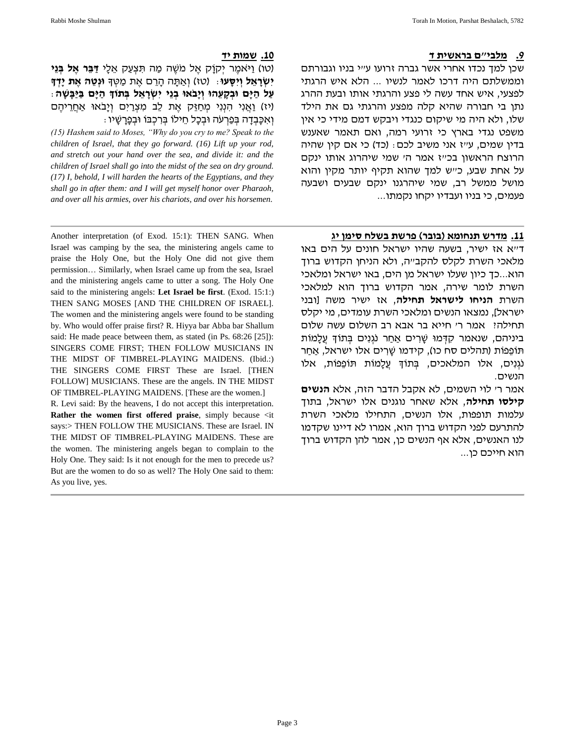### 9. מלבי"ם בראשית ד

שכן למך נכדו אחרי אשר גברה זרועו ע"י בניו וגבורתם וממשלתם היה דרכו לאמר לנשיו ... הלא איש הרגתי לפצעי, איש אחד עשה לי פצע והרגתי אותו ובעת ההרג נתן בי חבורה שהיא קלה מפצע והרגתי גם את הילד שלו, ולא היה מי שיקום כנגדי ויבקש דמם מידי כי אין משפט נגדי בארץ כי זרועי רמה, ואם תאמר שאענש בדין שמים, ע"ז אני משיב לכם: (כד) כי אם קין שהיה הרוצח הראשון בכ"ז אמר ה' שמי שיהרוג אותו ינקם על אחת שבע, כ"ש למך שהוא תקיף יותר מקין והוא מושל ממשל רב, שמי שיהרגנו ינקם שבעים ושבעה פעמים, כי בניו ועבדיו יקחו נקמתו...

### 10. שמות יד

(טו) וַיֹּאמֶר יְקֹוָק אֶל מֹשֶׁה מַה תִּצְעַק אֵלָי **דַּבֵּר אֶל בְּנֵי יִשְׂרָאֵל וְיִסָּעוּ**: (טז) וְאַתָּה הָרֵם אֶת מַטְּךָ **וּנְטֵה אֶת יָדְךָ עַל הַיָּם וּבְקָעֵהוּ וְיָבֹאוּ בְנֵי יִשְׂרָאֵל בְּתוֹךְ הַיָּם בַּיַּבָּשָׁה**: (יז) וַאֲנִי הִנְנִי מְחַזֵּק אֶת לֵב מִצְרַיִם וְיָבֹאוּ אַחֲרֵיהֶם וְאִכָּבְדָה בְּפַרְעֹה וּבְכָל חֵילוֹ בְּרִכְבּוֹ וּבְפָרָשָׁיו:

*(15) Hashem said to Moses, "Why do you cry to me? Speak to the children of Israel, that they go forward. (16) Lift up your rod, and stretch out your hand over the sea, and divide it: and the children of Israel shall go into the midst of the sea on dry ground. (17) I, behold, I will harden the hearts of the Egyptians, and they shall go in after them: and I will get myself honor over Pharaoh, and over all his armies, over his chariots, and over his horsemen.*

### 11. מדרש תנחומא (בובר) פרשת בשלח סימן יג

ד"א אז ישיר, בשעה שהיו ישראל חונים על הים באו מלאכי השרת לקלס להקב"ה, ולא הניחן הקדוש ברוך הוא...כך כיון שעלו ישראל מן הים, באו ישראל ומלאכי השרת לומר שירה, אמר הקדוש ברוך הוא למלאכי השרת **הניחו לישראל תחילה**, אז ישיר משה [ובני ישראל], נמצאו הנשים ומלאכי השרת עומדים, מי יקלס תחילה? אמר ר' חייא בר אבא רב השלום עשה שלום ביניהם, שנאמר קִדְּמוּ שָׁרִים אַחַר נֹגְנִים בְּתוֹךְ עֲלָמוֹת תּוֹפֵפוֹת (תהלים סח כו), קידמו שָׁרִים אלו ישראל, אַחַר נֹגְנִים, אלו המלאכים, בְּתוֹךְ עֲלָמוֹת תּוֹפֵפוֹת, אלו הנשים.

אמר ר' לוי השמים, לא אקבל הדבר הזה, אלא **הנשים קילסו תחילה**, אלא שאחר נוגנים אלו ישראל, בתוך עלמות תופפות, אלו הנשים, התחילו מלאכי השרת להתרעם לפני הקדוש ברוך הוא, אמרו לא דיינו שקדמו לנו האנשים, אלא אף הנשים כן, אמר להן הקדוש ברוך הוא חייכם כן...

Another interpretation (of Exod. 15:1): THEN SANG. When Israel was camping by the sea, the ministering angels came to praise the Holy One, but the Holy One did not give them permission… Similarly, when Israel came up from the sea, Israel and the ministering angels came to utter a song. The Holy One said to the ministering angels: **Let Israel be first**. (Exod. 15:1:) THEN SANG MOSES [AND THE CHILDREN OF ISRAEL]. The women and the ministering angels were found to be standing by. Who would offer praise first? R. Hiyya bar Abba bar Shallum said: He made peace between them, as stated (in Ps. 68:26 [25]): SINGERS COME FIRST; THEN FOLLOW MUSICIANS IN THE MIDST OF TIMBREL-PLAYING MAIDENS. (Ibid.:) THE SINGERS COME FIRST These are Israel. [THEN FOLLOW] MUSICIANS. These are the angels. IN THE MIDST OF TIMBREL-PLAYING MAIDENS. [These are the women.]

R. Levi said: By the heavens, I do not accept this interpretation. **Rather the women first offered praise**, simply because <it says:> THEN FOLLOW THE MUSICIANS. These are Israel. IN THE MIDST OF TIMBREL-PLAYING MAIDENS. These are the women. The ministering angels began to complain to the Holy One. They said: Is it not enough for the men to precede us? But are the women to do so as well? The Holy One said to them: As you live, yes.